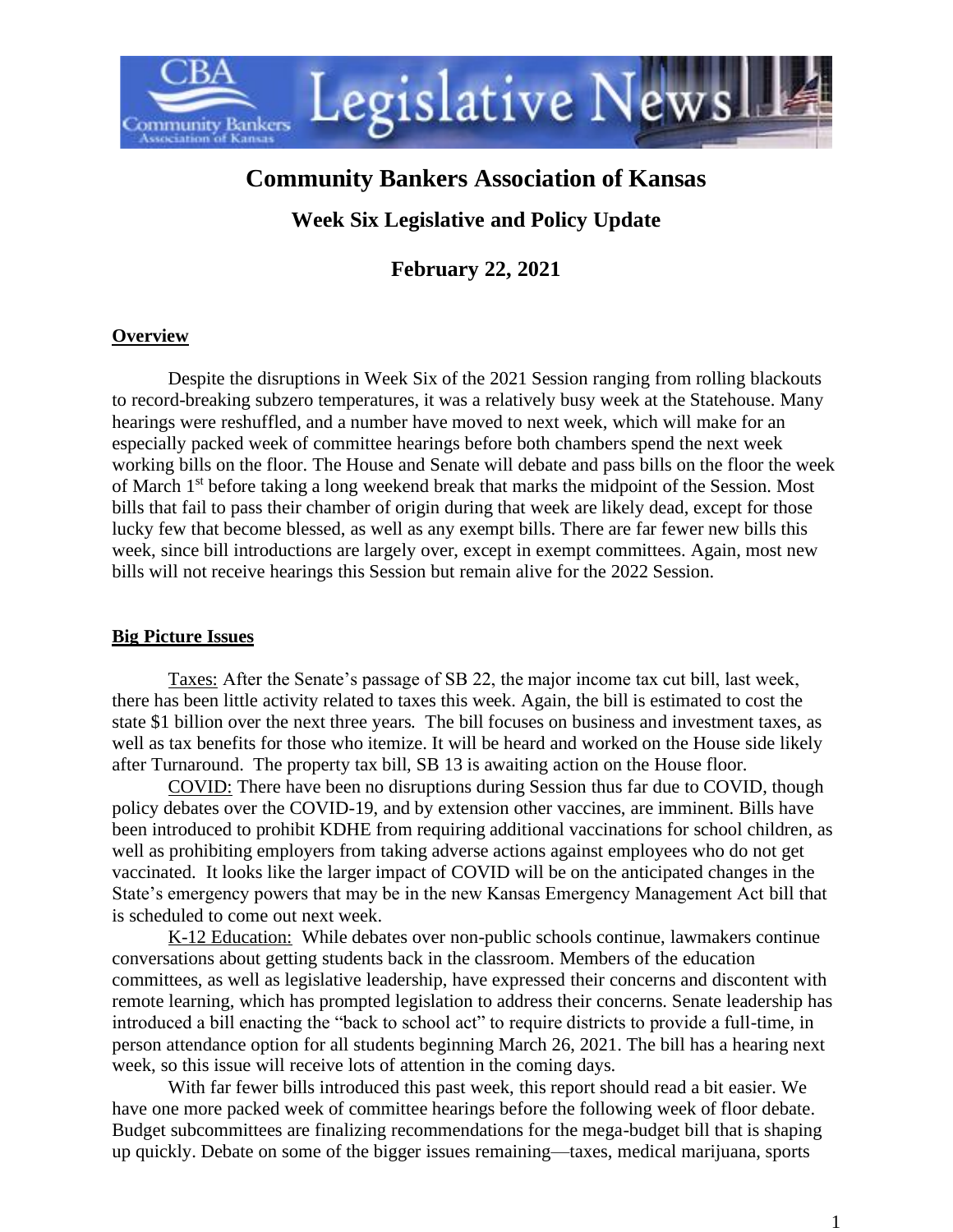# Community Bankers Association of Kansas

## Week Six Legislative and Policy Update

## February 22, 2021

**Overview**

Despite the disruptions in Week Six of the 2021 Session ranging from rolling blackouts to record-breaking subzero temperatures, it was a relatively busy week at the Statehouse. Many hearings were reshuffled, and a number have moved to next week, which will make for an especially packed week of committee hearings before both chambers spend the next week working bills on the floor. The House and Senate will debate and pass bills on the floor the week of March 1st before taking a long weekend break that marks the midpoint of the Session. Most bills that fail to pass their chamber of origin during that week are likely dead, except for those lucky few that become blessed, as well as any exempt bills. There are far fewer new bills this week, since bill introductions are largely over, except in exempt committees. Again, most new bills will not receive hearings this Session but remain alive for the 2022 Session.

**Big Picture Issues**

Taxes: After the Senate's passage of SB 22, the major income tax cut bill, last week, there has been little activity related to taxes this week. Again, the bill is estimated to cost the state $1 billion over the next three years. The bill focuses on business and investment taxes, as well as tax benefits for those who itemize. It will be heard and worked on the House side likely after Turnaround. The property tax bill, SB 13 is awaiting action on the House floor.

COVID: There have been no disruptions during Session thus far due to COVID, though policy debates over the COVID-19, and by extension other vaccines, are imminent. Bills have been introduced to prohibit KDHE from requiring additional vaccinations for school children, as well as prohibiting employers from taking adverse actions against employees who do not get vaccinated. It looks like the larger impact of COVID will be on the anticipated changes in the State's emergency powers that may be in the new Kansas Emergency Management Act bill that is scheduled to come out next week.

K-12 Education: While debates over non-public schools continue, lawmakers continue conversations about getting students back in the classroom. Members of the education committees, as well as legislative leadership, have expressed their concerns and discontent with remote learning, which has prompted legislation to address their concerns. Senate leadership has introduced a bill enacting the "back to school act" to require districts to provide a full-time, in person attendance option for all students beginning March 26, 2021. The bill has a hearing next week, so this issue will receive lots of attention in the coming days.

With far fewer bills introduced this past week, this report should read a bit easier. We have one more packed week of committee hearings before the following week of floor debate. Budget subcommittees are finalizing recommendations for the mega-budget bill that is shaping up quickly. Debate on some of the bigger issues remaining—taxes, medical marijuana, sports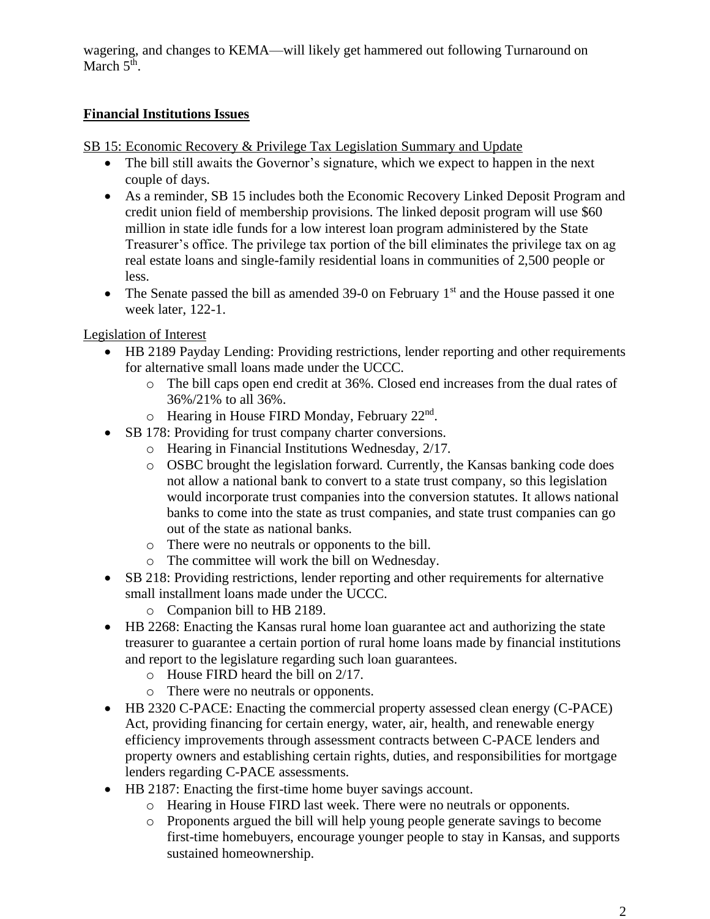wagering, and changes to KEMA—will likely get hammered out following Turnaround on March 5th.

**Financial Institutions Issues**

SB 15: Economic Recovery & Privilege Tax Legislation Summary and Update

- The bill still awaits the Governor's signature, which we expect to happen in the next couple of days.
- As a reminder, SB 15 includes both the Economic Recovery Linked Deposit Program and credit union field of membership provisions. The linked deposit program will use $60 million in state idle funds for a low interest loan program administered by the State Treasurer's office. The privilege tax portion of the bill eliminates the privilege tax on ag real estate loans and single-family residential loans in communities of 2,500 people or less.
- The Senate passed the bill as amended 39-0 on February 1st and the House passed it one week later, 122-1.

Legislation of Interest

- HB 2189 Payday Lending: Providing restrictions, lender reporting and other requirements for alternative small loans made under the UCCC.
  - The bill caps open end credit at 36%. Closed end increases from the dual rates of 36%/21% to all 36%.
  - Hearing in House FIRD Monday, February 22nd.
- SB 178: Providing for trust company charter conversions.
  - Hearing in Financial Institutions Wednesday, 2/17.
  - OSBC brought the legislation forward. Currently, the Kansas banking code does not allow a national bank to convert to a state trust company, so this legislation would incorporate trust companies into the conversion statutes. It allows national banks to come into the state as trust companies, and state trust companies can go out of the state as national banks.
  - There were no neutrals or opponents to the bill.
  - The committee will work the bill on Wednesday.
- SB 218: Providing restrictions, lender reporting and other requirements for alternative small installment loans made under the UCCC.
  - Companion bill to HB 2189.
- HB 2268: Enacting the Kansas rural home loan guarantee act and authorizing the state treasurer to guarantee a certain portion of rural home loans made by financial institutions and report to the legislature regarding such loan guarantees.
  - House FIRD heard the bill on 2/17.
  - There were no neutrals or opponents.
- HB 2320 C-PACE: Enacting the commercial property assessed clean energy (C-PACE) Act, providing financing for certain energy, water, air, health, and renewable energy efficiency improvements through assessment contracts between C-PACE lenders and property owners and establishing certain rights, duties, and responsibilities for mortgage lenders regarding C-PACE assessments.
- HB 2187: Enacting the first-time home buyer savings account.
  - Hearing in House FIRD last week. There were no neutrals or opponents.
  - Proponents argued the bill will help young people generate savings to become first-time homebuyers, encourage younger people to stay in Kansas, and supports sustained homeownership.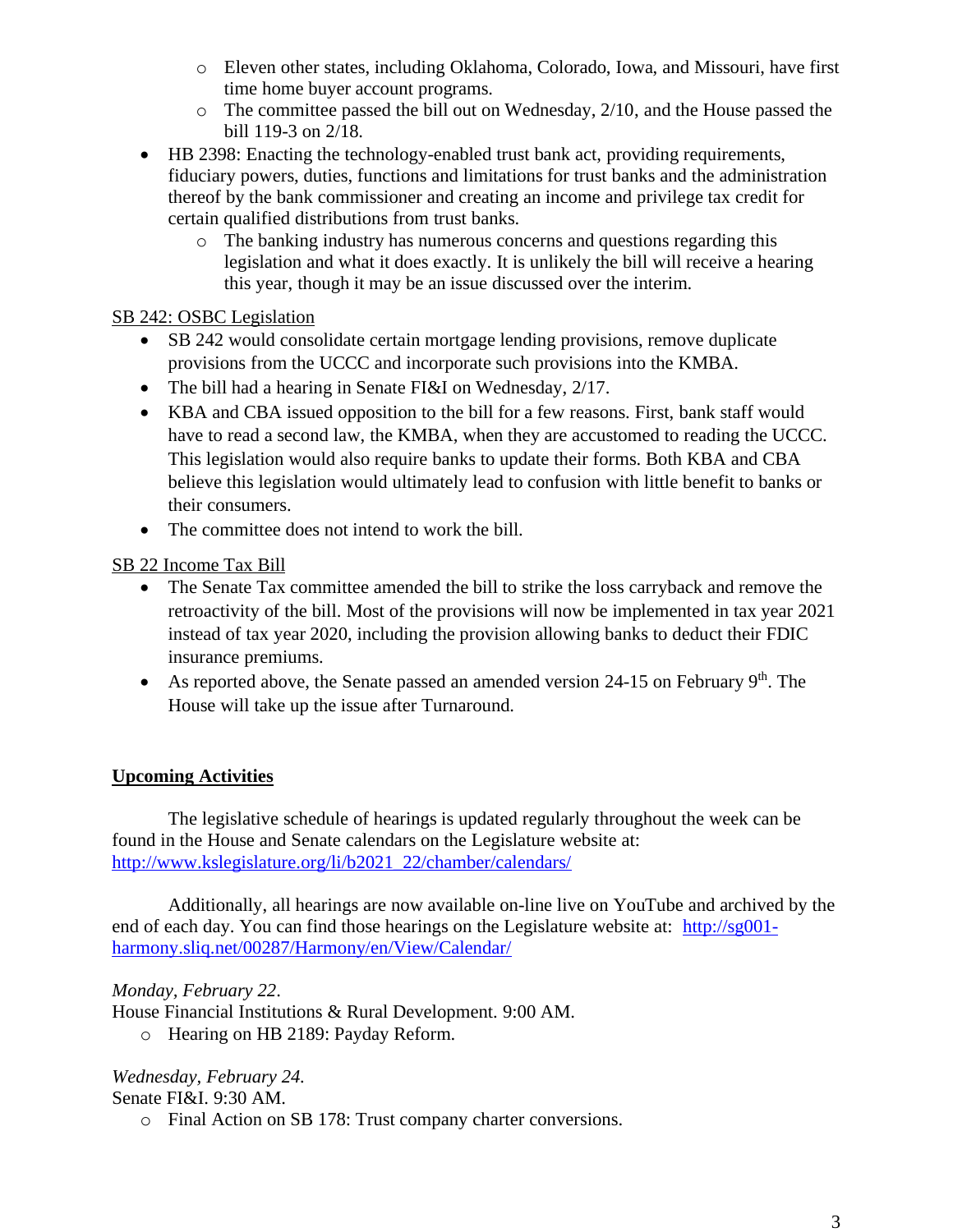- Eleven other states, including Oklahoma, Colorado, Iowa, and Missouri, have first time home buyer account programs.
    - The committee passed the bill out on Wednesday, 2/10, and the House passed the bill 119-3 on 2/18.
- HB 2398: Enacting the technology-enabled trust bank act, providing requirements, fiduciary powers, duties, functions and limitations for trust banks and the administration thereof by the bank commissioner and creating an income and privilege tax credit for certain qualified distributions from trust banks.
    - The banking industry has numerous concerns and questions regarding this legislation and what it does exactly. It is unlikely the bill will receive a hearing this year, though it may be an issue discussed over the interim.

<u>SB 242: OSBC Legislation</u>

- SB 242 would consolidate certain mortgage lending provisions, remove duplicate provisions from the UCCC and incorporate such provisions into the KMBA.
- The bill had a hearing in Senate FI&I on Wednesday, 2/17.
- KBA and CBA issued opposition to the bill for a few reasons. First, bank staff would have to read a second law, the KMBA, when they are accustomed to reading the UCCC. This legislation would also require banks to update their forms. Both KBA and CBA believe this legislation would ultimately lead to confusion with little benefit to banks or their consumers.
- The committee does not intend to work the bill.

<u>SB 22 Income Tax Bill</u>

- The Senate Tax committee amended the bill to strike the loss carryback and remove the retroactivity of the bill. Most of the provisions will now be implemented in tax year 2021 instead of tax year 2020, including the provision allowing banks to deduct their FDIC insurance premiums.
- As reported above, the Senate passed an amended version 24-15 on February 9th. The House will take up the issue after Turnaround.

## Upcoming Activities

The legislative schedule of hearings is updated regularly throughout the week can be found in the House and Senate calendars on the Legislature website at: http://www.kslegislature.org/li/b2021_22/chamber/calendars/

Additionally, all hearings are now available on-line live on YouTube and archived by the end of each day. You can find those hearings on the Legislature website at: http://sg001-harmony.sliq.net/00287/Harmony/en/View/Calendar/

*Monday, February 22*.
House Financial Institutions & Rural Development. 9:00 AM.

- Hearing on HB 2189: Payday Reform.

*Wednesday, February 24.*
Senate FI&I. 9:30 AM.

- Final Action on SB 178: Trust company charter conversions.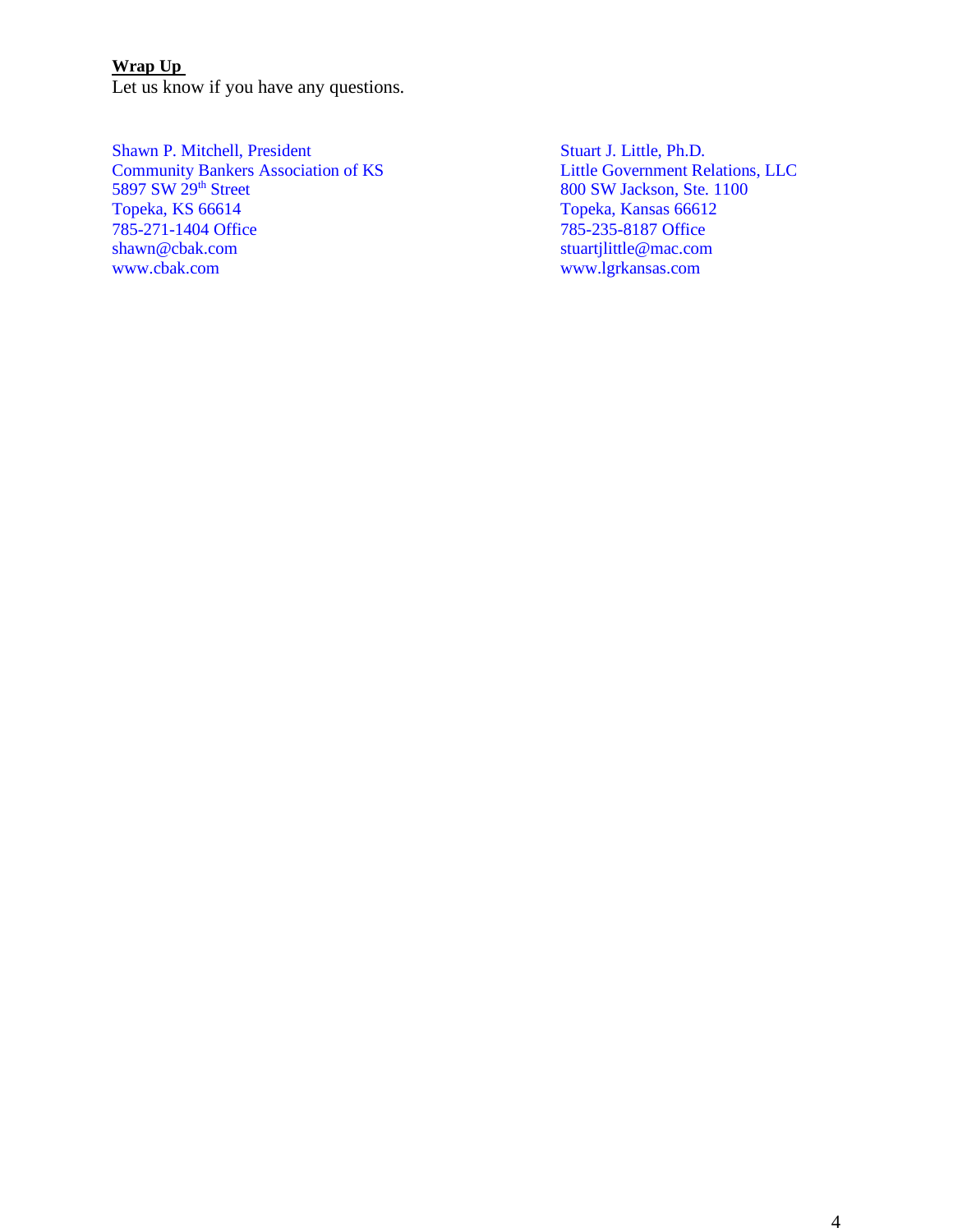**Wrap Up**

Let us know if you have any questions.

Shawn P. Mitchell, President
Community Bankers Association of KS
5897 SW 29th Street
Topeka, KS 66614
785-271-1404 Office
shawn@cbak.com
www.cbak.com

Stuart J. Little, Ph.D.
Little Government Relations, LLC
800 SW Jackson, Ste. 1100
Topeka, Kansas 66612
785-235-8187 Office
stuartjlittle@mac.com
www.lgrkansas.com